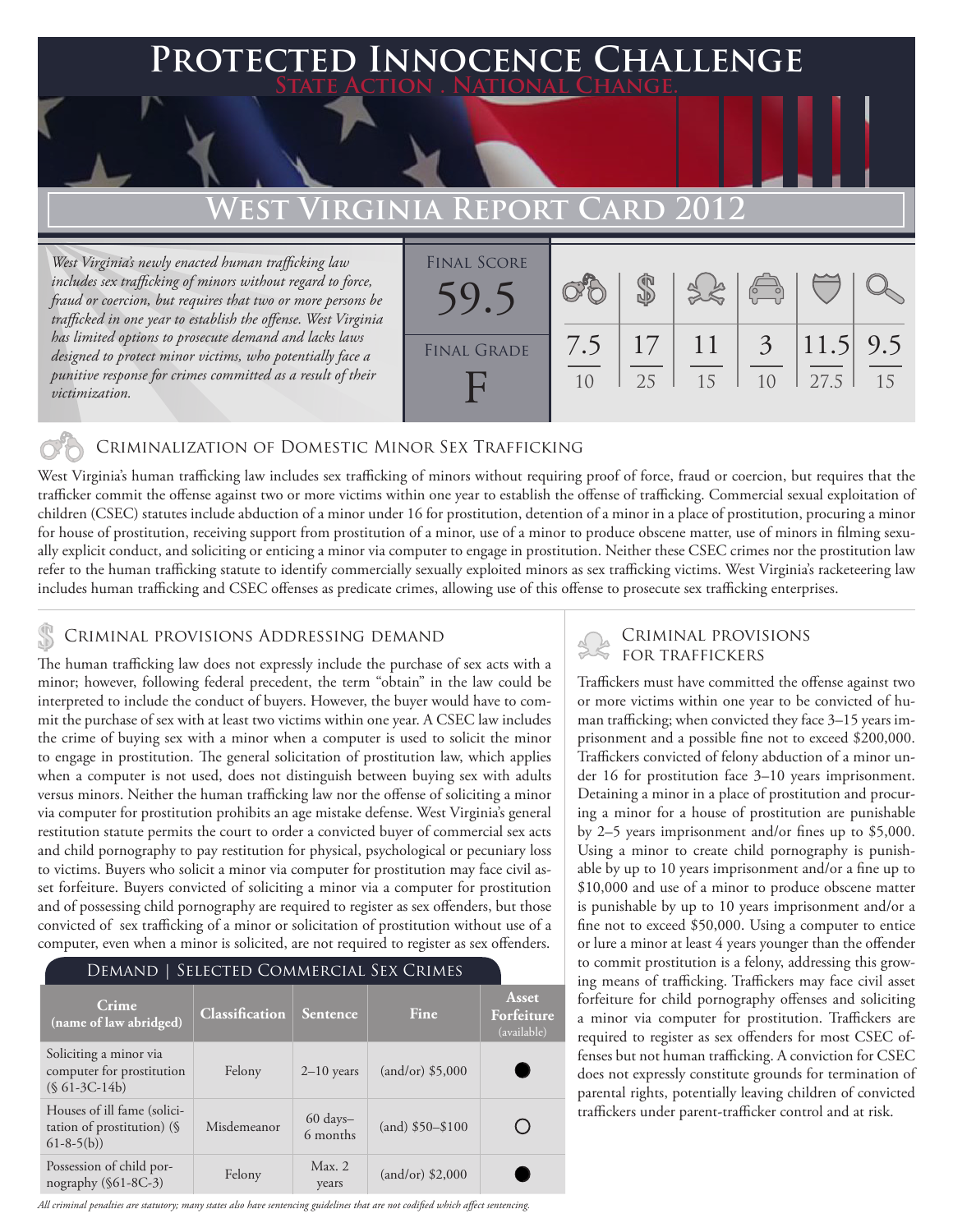# Protected Innocence Challenge

State Action . National Change.

## West Virginia Report Card 2012

*West Virginia's newly enacted human trafficking law includes sex trafficking of minors without regard to force, fraud or coercion, but requires that two or more persons be trafficked in one year to establish the offense. West Virginia has limited options to prosecute demand and lacks laws designed to protect minor victims, who potentially face a punitive response for crimes committed as a result of their victimization.*

| Final Score | Final Grade |
|---|---|
| 59.5 | F |

| Criminalization | Demand | Traffickers | Facilitators | Protection | Criminal Justice Tools |
|---|---|---|---|---|---|
| 7.5/10 | 17/25 | 11/15 | 3/10 | 11.5/27.5 | 9.5/15 |

## Criminalization of Domestic Minor Sex Trafficking

West Virginia's human trafficking law includes sex trafficking of minors without requiring proof of force, fraud or coercion, but requires that the trafficker commit the offense against two or more victims within one year to establish the offense of trafficking. Commercial sexual exploitation of children (CSEC) statutes include abduction of a minor under 16 for prostitution, detention of a minor in a place of prostitution, procuring a minor for house of prostitution, receiving support from prostitution of a minor, use of a minor to produce obscene matter, use of minors in filming sexually explicit conduct, and soliciting or enticing a minor via computer to engage in prostitution. Neither these CSEC crimes nor the prostitution law refer to the human trafficking statute to identify commercially sexually exploited minors as sex trafficking victims. West Virginia's racketeering law includes human trafficking and CSEC offenses as predicate crimes, allowing use of this offense to prosecute sex trafficking enterprises.

## Criminal provisions Addressing demand

The human trafficking law does not expressly include the purchase of sex acts with a minor; however, following federal precedent, the term "obtain" in the law could be interpreted to include the conduct of buyers. However, the buyer would have to commit the purchase of sex with at least two victims within one year. A CSEC law includes the crime of buying sex with a minor when a computer is used to solicit the minor to engage in prostitution. The general solicitation of prostitution law, which applies when a computer is not used, does not distinguish between buying sex with adults versus minors. Neither the human trafficking law nor the offense of soliciting a minor via computer for prostitution prohibits an age mistake defense. West Virginia's general restitution statute permits the court to order a convicted buyer of commercial sex acts and child pornography to pay restitution for physical, psychological or pecuniary loss to victims. Buyers who solicit a minor via computer for prostitution may face civil asset forfeiture. Buyers convicted of soliciting a minor via a computer for prostitution and of possessing child pornography are required to register as sex offenders, but those convicted of sex trafficking of a minor or solicitation of prostitution without use of a computer, even when a minor is solicited, are not required to register as sex offenders.

### Demand | Selected Commercial Sex Crimes

| Crime (name of law abridged) | Classification | Sentence | Fine | Asset Forfeiture (available) |
|---|---|---|---|---|
| Soliciting a minor via computer for prostitution (§ 61-3C-14b) | Felony | 2–10 years | (and/or) $5,000 | ● |
| Houses of ill fame (solicitation of prostitution) (§ 61-8-5(b)) | Misdemeanor | 60 days–6 months | (and) $50–$100 | ○ |
| Possession of child pornography (§61-8C-3) | Felony | Max. 2 years | (and/or) $2,000 | ● |

*All criminal penalties are statutory; many states also have sentencing guidelines that are not codified which affect sentencing.*

## Criminal provisions for traffickers

Traffickers must have committed the offense against two or more victims within one year to be convicted of human trafficking; when convicted they face 3–15 years imprisonment and a possible fine not to exceed $200,000. Traffickers convicted of felony abduction of a minor under 16 for prostitution face 3–10 years imprisonment. Detaining a minor in a place of prostitution and procuring a minor for a house of prostitution are punishable by 2–5 years imprisonment and/or fines up to $5,000. Using a minor to create child pornography is punishable by up to 10 years imprisonment and/or a fine up to $10,000 and use of a minor to produce obscene matter is punishable by up to 10 years imprisonment and/or a fine not to exceed $50,000. Using a computer to entice or lure a minor at least 4 years younger than the offender to commit prostitution is a felony, addressing this growing means of trafficking. Traffickers may face civil asset forfeiture for child pornography offenses and soliciting a minor via computer for prostitution. Traffickers are required to register as sex offenders for most CSEC offenses but not human trafficking. A conviction for CSEC does not expressly constitute grounds for termination of parental rights, potentially leaving children of convicted traffickers under parent-trafficker control and at risk.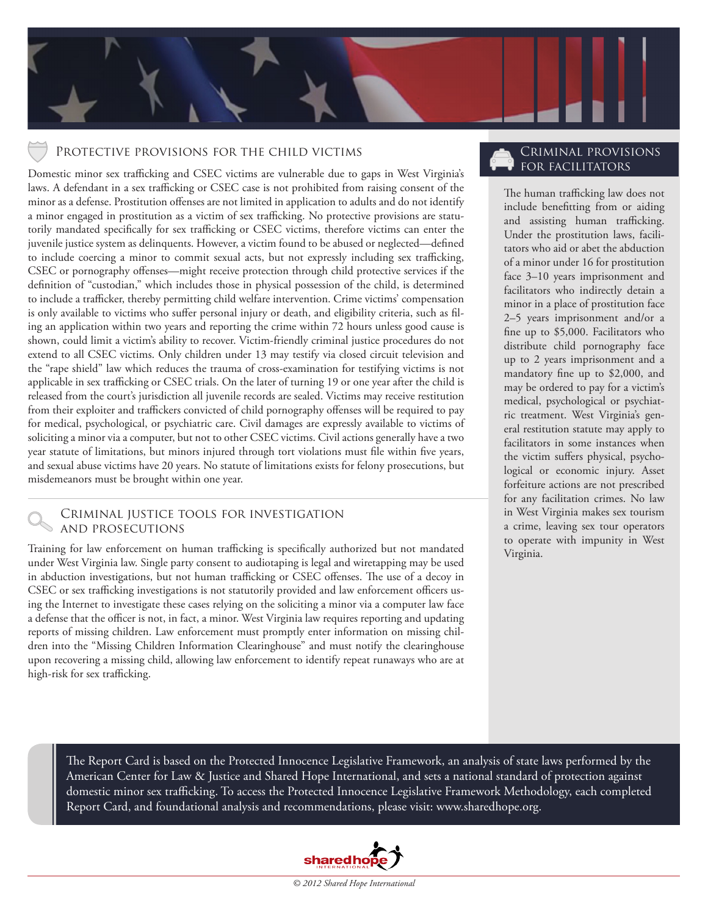## Protective provisions for the child victims

Domestic minor sex trafficking and CSEC victims are vulnerable due to gaps in West Virginia's laws. A defendant in a sex trafficking or CSEC case is not prohibited from raising consent of the minor as a defense. Prostitution offenses are not limited in application to adults and do not identify a minor engaged in prostitution as a victim of sex trafficking. No protective provisions are statutorily mandated specifically for sex trafficking or CSEC victims, therefore victims can enter the juvenile justice system as delinquents. However, a victim found to be abused or neglected—defined to include coercing a minor to commit sexual acts, but not expressly including sex trafficking, CSEC or pornography offenses—might receive protection through child protective services if the definition of "custodian," which includes those in physical possession of the child, is determined to include a trafficker, thereby permitting child welfare intervention. Crime victims' compensation is only available to victims who suffer personal injury or death, and eligibility criteria, such as filing an application within two years and reporting the crime within 72 hours unless good cause is shown, could limit a victim's ability to recover. Victim-friendly criminal justice procedures do not extend to all CSEC victims. Only children under 13 may testify via closed circuit television and the "rape shield" law which reduces the trauma of cross-examination for testifying victims is not applicable in sex trafficking or CSEC trials. On the later of turning 19 or one year after the child is released from the court's jurisdiction all juvenile records are sealed. Victims may receive restitution from their exploiter and traffickers convicted of child pornography offenses will be required to pay for medical, psychological, or psychiatric care. Civil damages are expressly available to victims of soliciting a minor via a computer, but not to other CSEC victims. Civil actions generally have a two year statute of limitations, but minors injured through tort violations must file within five years, and sexual abuse victims have 20 years. No statute of limitations exists for felony prosecutions, but misdemeanors must be brought within one year.

## Criminal justice tools for investigation and prosecutions

Training for law enforcement on human trafficking is specifically authorized but not mandated under West Virginia law. Single party consent to audiotaping is legal and wiretapping may be used in abduction investigations, but not human trafficking or CSEC offenses. The use of a decoy in CSEC or sex trafficking investigations is not statutorily provided and law enforcement officers using the Internet to investigate these cases relying on the soliciting a minor via a computer law face a defense that the officer is not, in fact, a minor. West Virginia law requires reporting and updating reports of missing children. Law enforcement must promptly enter information on missing children into the "Missing Children Information Clearinghouse" and must notify the clearinghouse upon recovering a missing child, allowing law enforcement to identify repeat runaways who are at high-risk for sex trafficking.

## Criminal provisions for facilitators

The human trafficking law does not include benefitting from or aiding and assisting human trafficking. Under the prostitution laws, facilitators who aid or abet the abduction of a minor under 16 for prostitution face 3–10 years imprisonment and facilitators who indirectly detain a minor in a place of prostitution face 2–5 years imprisonment and/or a fine up to $5,000. Facilitators who distribute child pornography face up to 2 years imprisonment and a mandatory fine up to $2,000, and may be ordered to pay for a victim's medical, psychological or psychiatric treatment. West Virginia's general restitution statute may apply to facilitators in some instances when the victim suffers physical, psychological or economic injury. Asset forfeiture actions are not prescribed for any facilitation crimes. No law in West Virginia makes sex tourism a crime, leaving sex tour operators to operate with impunity in West Virginia.

The Report Card is based on the Protected Innocence Legislative Framework, an analysis of state laws performed by the American Center for Law & Justice and Shared Hope International, and sets a national standard of protection against domestic minor sex trafficking. To access the Protected Innocence Legislative Framework Methodology, each completed Report Card, and foundational analysis and recommendations, please visit: www.sharedhope.org.

sharedhope INTERNATIONAL

*© 2012 Shared Hope International*